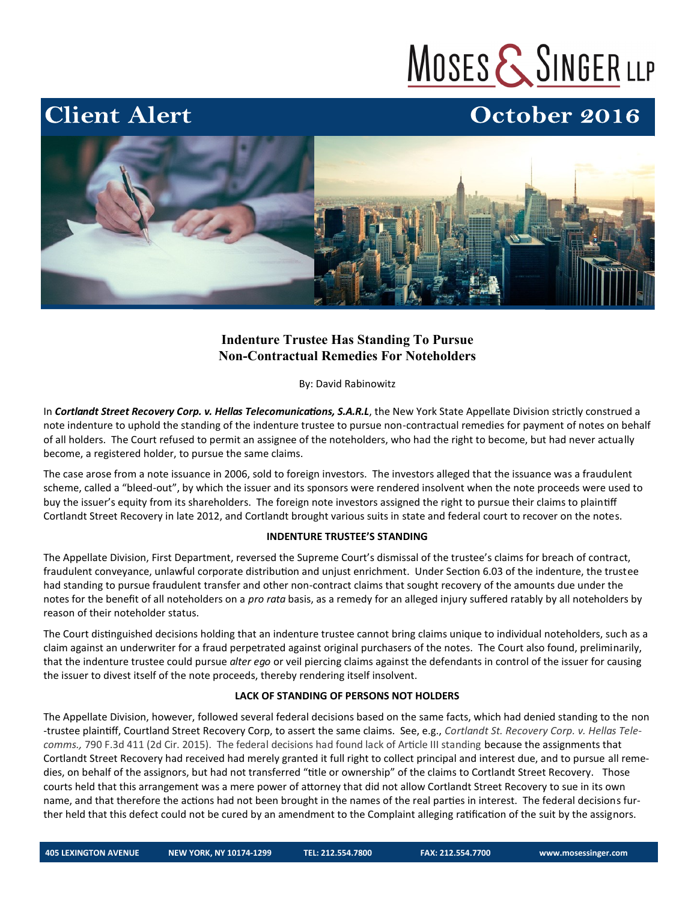# MOSES & SINGER LLP

## Client Alert — October 2016

### Indenture Trustee Has Standing To Pursue Non-Contractual Remedies For Noteholders

By: David Rabinowitz

In ***Cortlandt Street Recovery Corp. v. Hellas Telecomunications, S.A.R.L***, the New York State Appellate Division strictly construed a note indenture to uphold the standing of the indenture trustee to pursue non-contractual remedies for payment of notes on behalf of all holders. The Court refused to permit an assignee of the noteholders, who had the right to become, but had never actually become, a registered holder, to pursue the same claims.

The case arose from a note issuance in 2006, sold to foreign investors. The investors alleged that the issuance was a fraudulent scheme, called a "bleed-out", by which the issuer and its sponsors were rendered insolvent when the note proceeds were used to buy the issuer's equity from its shareholders. The foreign note investors assigned the right to pursue their claims to plaintiff Cortlandt Street Recovery in late 2012, and Cortlandt brought various suits in state and federal court to recover on the notes.

#### INDENTURE TRUSTEE'S STANDING

The Appellate Division, First Department, reversed the Supreme Court's dismissal of the trustee's claims for breach of contract, fraudulent conveyance, unlawful corporate distribution and unjust enrichment. Under Section 6.03 of the indenture, the trustee had standing to pursue fraudulent transfer and other non-contract claims that sought recovery of the amounts due under the notes for the benefit of all noteholders on a *pro rata* basis, as a remedy for an alleged injury suffered ratably by all noteholders by reason of their noteholder status.

The Court distinguished decisions holding that an indenture trustee cannot bring claims unique to individual noteholders, such as a claim against an underwriter for a fraud perpetrated against original purchasers of the notes. The Court also found, preliminarily, that the indenture trustee could pursue *alter ego* or veil piercing claims against the defendants in control of the issuer for causing the issuer to divest itself of the note proceeds, thereby rendering itself insolvent.

#### LACK OF STANDING OF PERSONS NOT HOLDERS

The Appellate Division, however, followed several federal decisions based on the same facts, which had denied standing to the non-trustee plaintiff, Courtland Street Recovery Corp, to assert the same claims. See, e.g., *Cortlandt St. Recovery Corp. v. Hellas Telecomms.,* 790 F.3d 411 (2d Cir. 2015). The federal decisions had found lack of Article III standing because the assignments that Cortlandt Street Recovery had received had merely granted it full right to collect principal and interest due, and to pursue all remedies, on behalf of the assignors, but had not transferred "title or ownership" of the claims to Cortlandt Street Recovery. Those courts held that this arrangement was a mere power of attorney that did not allow Cortlandt Street Recovery to sue in its own name, and that therefore the actions had not been brought in the names of the real parties in interest. The federal decisions further held that this defect could not be cured by an amendment to the Complaint alleging ratification of the suit by the assignors.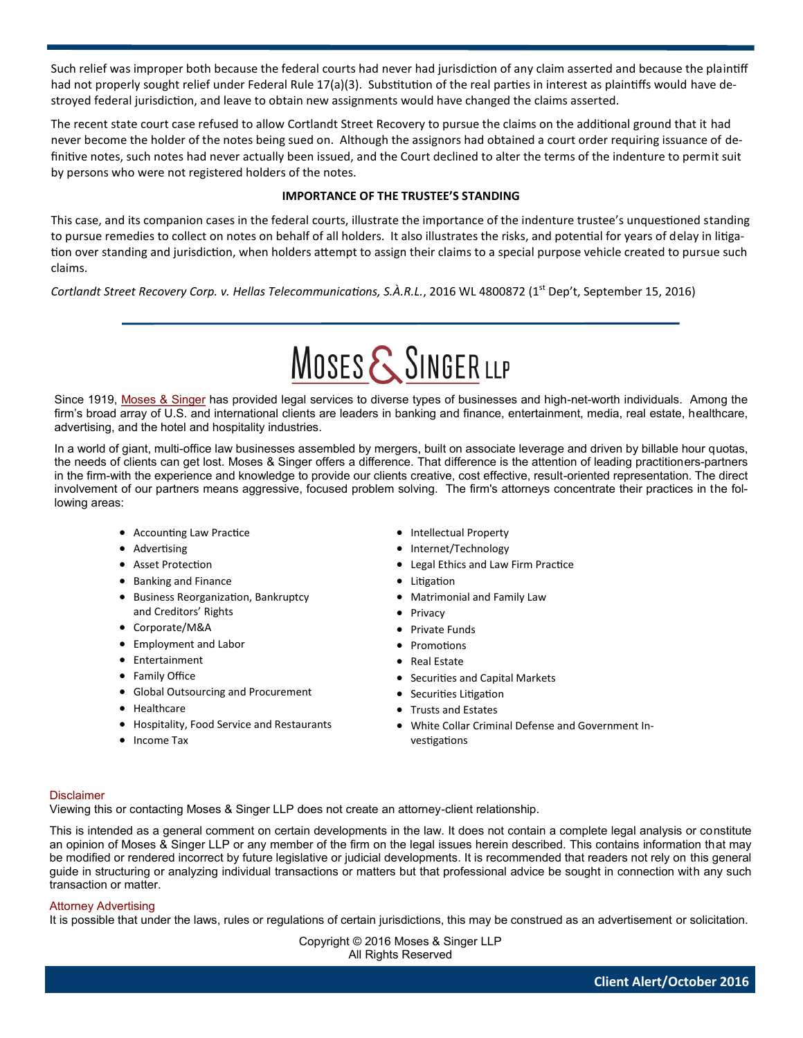Such relief was improper both because the federal courts had never had jurisdiction of any claim asserted and because the plaintiff had not properly sought relief under Federal Rule 17(a)(3). Substitution of the real parties in interest as plaintiffs would have destroyed federal jurisdiction, and leave to obtain new assignments would have changed the claims asserted.

The recent state court case refused to allow Cortlandt Street Recovery to pursue the claims on the additional ground that it had never become the holder of the notes being sued on. Although the assignors had obtained a court order requiring issuance of definitive notes, such notes had never actually been issued, and the Court declined to alter the terms of the indenture to permit suit by persons who were not registered holders of the notes.

**IMPORTANCE OF THE TRUSTEE'S STANDING**

This case, and its companion cases in the federal courts, illustrate the importance of the indenture trustee's unquestioned standing to pursue remedies to collect on notes on behalf of all holders. It also illustrates the risks, and potential for years of delay in litigation over standing and jurisdiction, when holders attempt to assign their claims to a special purpose vehicle created to pursue such claims.

*Cortlandt Street Recovery Corp. v. Hellas Telecommunications, S.À.R.L.*, 2016 WL 4800872 (1st Dep't, September 15, 2016)

---

MOSES & SINGER LLP

Since 1919, Moses & Singer has provided legal services to diverse types of businesses and high-net-worth individuals. Among the firm's broad array of U.S. and international clients are leaders in banking and finance, entertainment, media, real estate, healthcare, advertising, and the hotel and hospitality industries.

In a world of giant, multi-office law businesses assembled by mergers, built on associate leverage and driven by billable hour quotas, the needs of clients can get lost. Moses & Singer offers a difference. That difference is the attention of leading practitioners-partners in the firm-with the experience and knowledge to provide our clients creative, cost effective, result-oriented representation. The direct involvement of our partners means aggressive, focused problem solving. The firm's attorneys concentrate their practices in the following areas:

- Accounting Law Practice
- Advertising
- Asset Protection
- Banking and Finance
- Business Reorganization, Bankruptcy and Creditors' Rights
- Corporate/M&A
- Employment and Labor
- Entertainment
- Family Office
- Global Outsourcing and Procurement
- Healthcare
- Hospitality, Food Service and Restaurants
- Income Tax
- Intellectual Property
- Internet/Technology
- Legal Ethics and Law Firm Practice
- Litigation
- Matrimonial and Family Law
- Privacy
- Private Funds
- Promotions
- Real Estate
- Securities and Capital Markets
- Securities Litigation
- Trusts and Estates
- White Collar Criminal Defense and Government Investigations

Disclaimer

Viewing this or contacting Moses & Singer LLP does not create an attorney-client relationship.

This is intended as a general comment on certain developments in the law. It does not contain a complete legal analysis or constitute an opinion of Moses & Singer LLP or any member of the firm on the legal issues herein described. This contains information that may be modified or rendered incorrect by future legislative or judicial developments. It is recommended that readers not rely on this general guide in structuring or analyzing individual transactions or matters but that professional advice be sought in connection with any such transaction or matter.

Attorney Advertising

It is possible that under the laws, rules or regulations of certain jurisdictions, this may be construed as an advertisement or solicitation.

Copyright © 2016 Moses & Singer LLP
All Rights Reserved